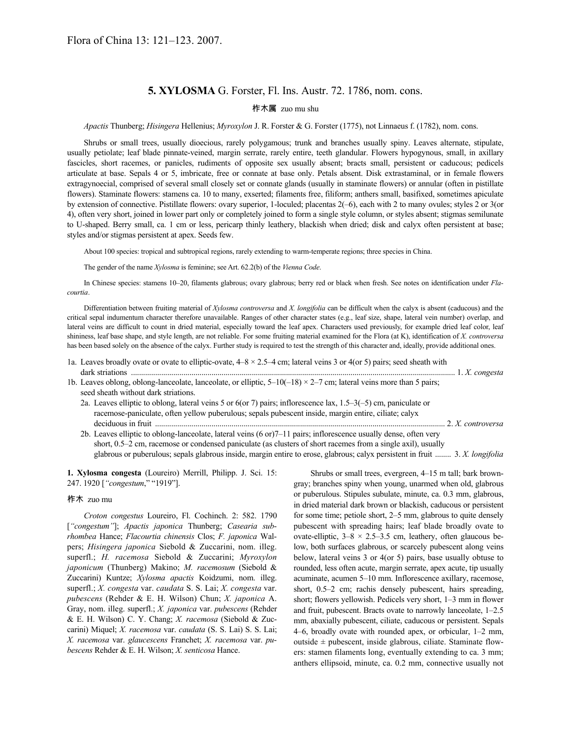Flora of China 13: 121–123. 2007.

## 5. XYLOSMA G. Forster, Fl. Ins. Austr. 72. 1786, nom. cons.

柞木属 zuo mu shu

*Apactis* Thunberg; *Hisingera* Hellenius; *Myroxylon* J. R. Forster & G. Forster (1775), not Linnaeus f. (1782), nom. cons.

Shrubs or small trees, usually dioecious, rarely polygamous; trunk and branches usually spiny. Leaves alternate, stipulate, usually petiolate; leaf blade pinnate-veined, margin serrate, rarely entire, teeth glandular. Flowers hypogynous, small, in axillary fascicles, short racemes, or panicles, rudiments of opposite sex usually absent; bracts small, persistent or caducous; pedicels articulate at base. Sepals 4 or 5, imbricate, free or connate at base only. Petals absent. Disk extrastaminal, or in female flowers extragynoecial, comprised of several small closely set or connate glands (usually in staminate flowers) or annular (often in pistillate flowers). Staminate flowers: stamens ca. 10 to many, exserted; filaments free, filiform; anthers small, basifixed, sometimes apiculate by extension of connective. Pistillate flowers: ovary superior, 1-loculed; placentas 2(–6), each with 2 to many ovules; styles 2 or 3(or 4), often very short, joined in lower part only or completely joined to form a single style column, or styles absent; stigmas semilunate to U-shaped. Berry small, ca. 1 cm or less, pericarp thinly leathery, blackish when dried; disk and calyx often persistent at base; styles and/or stigmas persistent at apex. Seeds few.

About 100 species: tropical and subtropical regions, rarely extending to warm-temperate regions; three species in China.

The gender of the name *Xylosma* is feminine; see Art. 62.2(b) of the *Vienna Code*.

In Chinese species: stamens 10–20, filaments glabrous; ovary glabrous; berry red or black when fresh. See notes on identification under *Flacourtia*.

Differentiation between fruiting material of *Xylosma controversa* and *X. longifolia* can be difficult when the calyx is absent (caducous) and the critical sepal indumentum character therefore unavailable. Ranges of other character states (e.g., leaf size, shape, lateral vein number) overlap, and lateral veins are difficult to count in dried material, especially toward the leaf apex. Characters used previously, for example dried leaf color, leaf shininess, leaf base shape, and style length, are not reliable. For some fruiting material examined for the Flora (at K), identification of *X. controversa* has been based solely on the absence of the calyx. Further study is required to test the strength of this character and, ideally, provide additional ones.

1a. Leaves broadly ovate or ovate to elliptic-ovate, 4–8 × 2.5–4 cm; lateral veins 3 or 4(or 5) pairs; seed sheath with dark striations .......... 1. *X. congesta*

1b. Leaves oblong, oblong-lanceolate, lanceolate, or elliptic, 5–10(–18) × 2–7 cm; lateral veins more than 5 pairs; seed sheath without dark striations.

  2a. Leaves elliptic to oblong, lateral veins 5 or 6(or 7) pairs; inflorescence lax, 1.5–3(–5) cm, paniculate or racemose-paniculate, often yellow puberulous; sepals pubescent inside, margin entire, ciliate; calyx deciduous in fruit .......... 2. *X. controversa*

  2b. Leaves elliptic to oblong-lanceolate, lateral veins (6 or)7–11 pairs; inflorescence usually dense, often very short, 0.5–2 cm, racemose or condensed paniculate (as clusters of short racemes from a single axil), usually glabrous or puberulous; sepals glabrous inside, margin entire to erose, glabrous; calyx persistent in fruit .......... 3. *X. longifolia*

**1. Xylosma congesta** (Loureiro) Merrill, Philipp. J. Sci. 15: 247. 1920 [*"congestum*," "1919"].

柞木 zuo mu

*Croton congestus* Loureiro, Fl. Cochinch. 2: 582. 1790 [*"congestum"*]; *Apactis japonica* Thunberg; *Casearia subrhombea* Hance; *Flacourtia chinensis* Clos; *F. japonica* Walpers; *Hisingera japonica* Siebold & Zuccarini, nom. illeg. superfl.; *H. racemosa* Siebold & Zuccarini; *Myroxylon japonicum* (Thunberg) Makino; *M. racemosum* (Siebold & Zuccarini) Kuntze; *Xylosma apactis* Koidzumi, nom. illeg. superfl.; *X. congesta* var. *caudata* S. S. Lai; *X. congesta* var. *pubescens* (Rehder & E. H. Wilson) Chun; *X. japonica* A. Gray, nom. illeg. superfl.; *X. japonica* var. *pubescens* (Rehder & E. H. Wilson) C. Y. Chang; *X. racemosa* (Siebold & Zuccarini) Miquel; *X. racemosa* var. *caudata* (S. S. Lai) S. S. Lai; *X. racemosa* var. *glaucescens* Franchet; *X. racemosa* var. *pubescens* Rehder & E. H. Wilson; *X. senticosa* Hance.

Shrubs or small trees, evergreen, 4–15 m tall; bark browngray; branches spiny when young, unarmed when old, glabrous or puberulous. Stipules subulate, minute, ca. 0.3 mm, glabrous, in dried material dark brown or blackish, caducous or persistent for some time; petiole short, 2–5 mm, glabrous to quite densely pubescent with spreading hairs; leaf blade broadly ovate to ovate-elliptic, 3–8 × 2.5–3.5 cm, leathery, often glaucous below, both surfaces glabrous, or scarcely pubescent along veins below, lateral veins 3 or 4(or 5) pairs, base usually obtuse to rounded, less often acute, margin serrate, apex acute, tip usually acuminate, acumen 5–10 mm. Inflorescence axillary, racemose, short, 0.5–2 cm; rachis densely pubescent, hairs spreading, short; flowers yellowish. Pedicels very short, 1–3 mm in flower and fruit, pubescent. Bracts ovate to narrowly lanceolate, 1–2.5 mm, abaxially pubescent, ciliate, caducous or persistent. Sepals 4–6, broadly ovate with rounded apex, or orbicular, 1–2 mm, outside ± pubescent, inside glabrous, ciliate. Staminate flowers: stamen filaments long, eventually extending to ca. 3 mm; anthers ellipsoid, minute, ca. 0.2 mm, connective usually not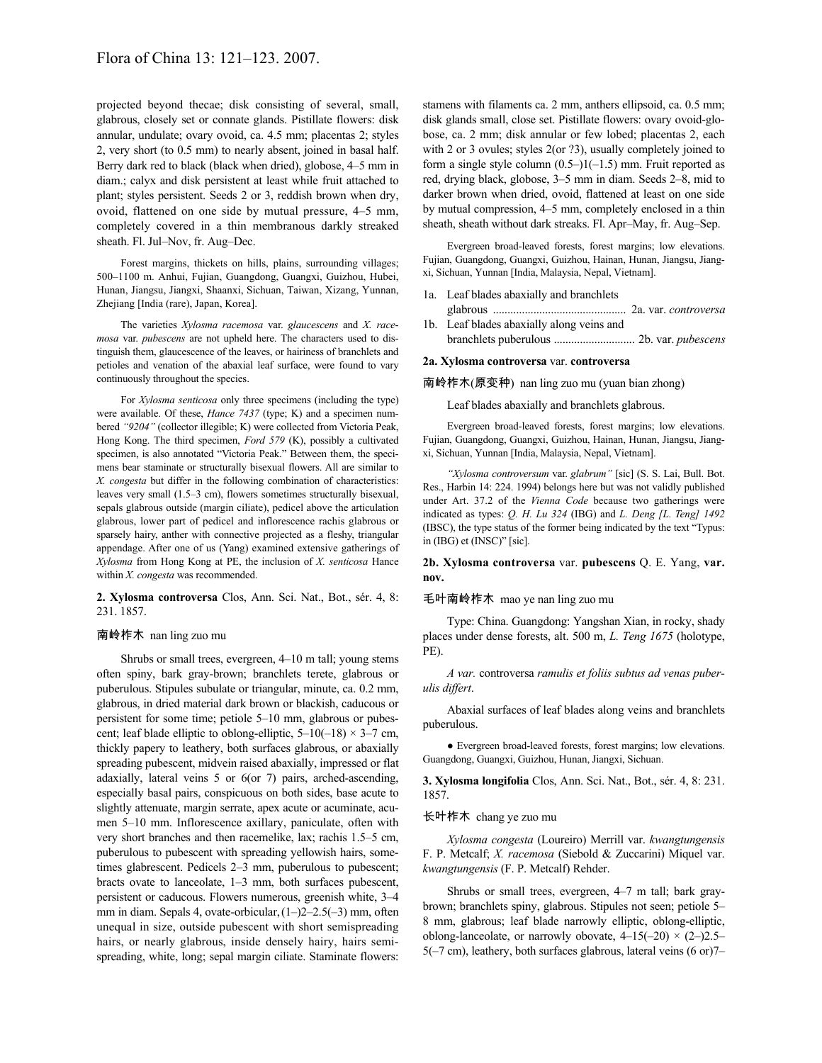projected beyond thecae; disk consisting of several, small, glabrous, closely set or connate glands. Pistillate flowers: disk annular, undulate; ovary ovoid, ca. 4.5 mm; placentas 2; styles 2, very short (to 0.5 mm) to nearly absent, joined in basal half. Berry dark red to black (black when dried), globose, 4–5 mm in diam.; calyx and disk persistent at least while fruit attached to plant; styles persistent. Seeds 2 or 3, reddish brown when dry, ovoid, flattened on one side by mutual pressure, 4–5 mm, completely covered in a thin membranous darkly streaked sheath. Fl. Jul–Nov, fr. Aug–Dec.

Forest margins, thickets on hills, plains, surrounding villages; 500–1100 m. Anhui, Fujian, Guangdong, Guangxi, Guizhou, Hubei, Hunan, Jiangsu, Jiangxi, Shaanxi, Sichuan, Taiwan, Xizang, Yunnan, Zhejiang [India (rare), Japan, Korea].

The varieties *Xylosma racemosa* var. *glaucescens* and *X. racemosa* var. *pubescens* are not upheld here. The characters used to distinguish them, glaucescence of the leaves, or hairiness of branchlets and petioles and venation of the abaxial leaf surface, were found to vary continuously throughout the species.

For *Xylosma senticosa* only three specimens (including the type) were available. Of these, *Hance 7437* (type; K) and a specimen numbered *"9204"* (collector illegible; K) were collected from Victoria Peak, Hong Kong. The third specimen, *Ford 579* (K), possibly a cultivated specimen, is also annotated "Victoria Peak." Between them, the specimens bear staminate or structurally bisexual flowers. All are similar to *X. congesta* but differ in the following combination of characteristics: leaves very small (1.5–3 cm), flowers sometimes structurally bisexual, sepals glabrous outside (margin ciliate), pedicel above the articulation glabrous, lower part of pedicel and inflorescence rachis glabrous or sparsely hairy, anther with connective projected as a fleshy, triangular appendage. After one of us (Yang) examined extensive gatherings of *Xylosma* from Hong Kong at PE, the inclusion of *X. senticosa* Hance within *X. congesta* was recommended.

**2. Xylosma controversa** Clos, Ann. Sci. Nat., Bot., sér. 4, 8: 231. 1857.

南岭柞木 nan ling zuo mu

Shrubs or small trees, evergreen, 4–10 m tall; young stems often spiny, bark gray-brown; branchlets terete, glabrous or puberulous. Stipules subulate or triangular, minute, ca. 0.2 mm, glabrous, in dried material dark brown or blackish, caducous or persistent for some time; petiole 5–10 mm, glabrous or pubescent; leaf blade elliptic to oblong-elliptic, 5–10(–18) × 3–7 cm, thickly papery to leathery, both surfaces glabrous, or abaxially spreading pubescent, midvein raised abaxially, impressed or flat adaxially, lateral veins 5 or 6(or 7) pairs, arched-ascending, especially basal pairs, conspicuous on both sides, base acute to slightly attenuate, margin serrate, apex acute or acuminate, acumen 5–10 mm. Inflorescence axillary, paniculate, often with very short branches and then racemelike, lax; rachis 1.5–5 cm, puberulous to pubescent with spreading yellowish hairs, sometimes glabrescent. Pedicels 2–3 mm, puberulous to pubescent; bracts ovate to lanceolate, 1–3 mm, both surfaces pubescent, persistent or caducous. Flowers numerous, greenish white, 3–4 mm in diam. Sepals 4, ovate-orbicular, (1–)2–2.5(–3) mm, often unequal in size, outside pubescent with short semispreading hairs, or nearly glabrous, inside densely hairy, hairs semispreading, white, long; sepal margin ciliate. Staminate flowers: stamens with filaments ca. 2 mm, anthers ellipsoid, ca. 0.5 mm; disk glands small, close set. Pistillate flowers: ovary ovoid-globose, ca. 2 mm; disk annular or few lobed; placentas 2, each with 2 or 3 ovules; styles 2(or ?3), usually completely joined to form a single style column (0.5–)1(–1.5) mm. Fruit reported as red, drying black, globose, 3–5 mm in diam. Seeds 2–8, mid to darker brown when dried, ovoid, flattened at least on one side by mutual compression, 4–5 mm, completely enclosed in a thin sheath, sheath without dark streaks. Fl. Apr–May, fr. Aug–Sep.

Evergreen broad-leaved forests, forest margins; low elevations. Fujian, Guangdong, Guangxi, Guizhou, Hainan, Hunan, Jiangsu, Jiangxi, Sichuan, Yunnan [India, Malaysia, Nepal, Vietnam].

1a. Leaf blades abaxially and branchlets glabrous .............................................. 2a. var. *controversa*
1b. Leaf blades abaxially along veins and branchlets puberulous ............................ 2b. var. *pubescens*

**2a. Xylosma controversa** var. **controversa**

南岭柞木(原变种) nan ling zuo mu (yuan bian zhong)

Leaf blades abaxially and branchlets glabrous.

Evergreen broad-leaved forests, forest margins; low elevations. Fujian, Guangdong, Guangxi, Guizhou, Hainan, Hunan, Jiangsu, Jiangxi, Sichuan, Yunnan [India, Malaysia, Nepal, Vietnam].

*"Xylosma controversum* var. *glabrum"* [sic] (S. S. Lai, Bull. Bot. Res., Harbin 14: 224. 1994) belongs here but was not validly published under Art. 37.2 of the *Vienna Code* because two gatherings were indicated as types: *Q. H. Lu 324* (IBG) and *L. Deng [L. Teng] 1492* (IBSC), the type status of the former being indicated by the text "Typus: in (IBG) et (INSC)" [sic].

**2b. Xylosma controversa** var. **pubescens** Q. E. Yang, **var. nov.**

毛叶南岭柞木 mao ye nan ling zuo mu

Type: China. Guangdong: Yangshan Xian, in rocky, shady places under dense forests, alt. 500 m, *L. Teng 1675* (holotype, PE).

*A var.* controversa *ramulis et foliis subtus ad venas puberulis differt*.

Abaxial surfaces of leaf blades along veins and branchlets puberulous.

● Evergreen broad-leaved forests, forest margins; low elevations. Guangdong, Guangxi, Guizhou, Hunan, Jiangxi, Sichuan.

**3. Xylosma longifolia** Clos, Ann. Sci. Nat., Bot., sér. 4, 8: 231. 1857.

长叶柞木 chang ye zuo mu

*Xylosma congesta* (Loureiro) Merrill var. *kwangtungensis* F. P. Metcalf; *X. racemosa* (Siebold & Zuccarini) Miquel var. *kwangtungensis* (F. P. Metcalf) Rehder.

Shrubs or small trees, evergreen, 4–7 m tall; bark gray-brown; branchlets spiny, glabrous. Stipules not seen; petiole 5–8 mm, glabrous; leaf blade narrowly elliptic, oblong-elliptic, oblong-lanceolate, or narrowly obovate, 4–15(–20) × (2–)2.5–5(–7 cm), leathery, both surfaces glabrous, lateral veins (6 or)7–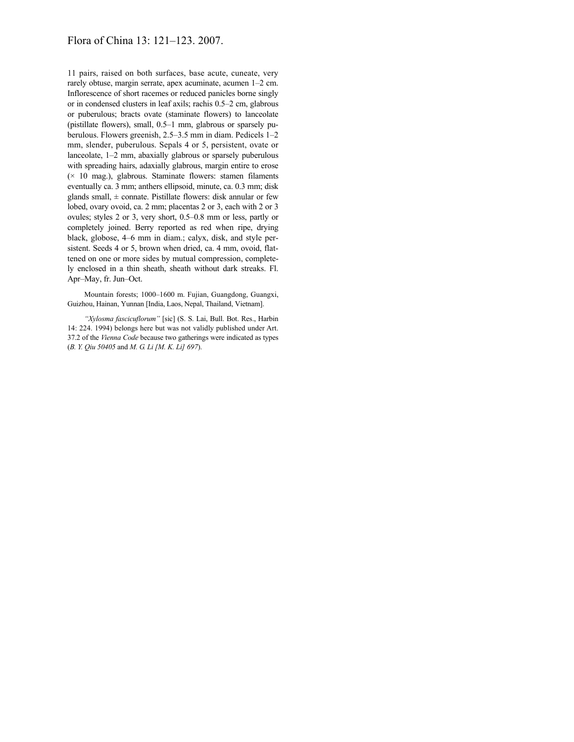11 pairs, raised on both surfaces, base acute, cuneate, very rarely obtuse, margin serrate, apex acuminate, acumen 1–2 cm. Inflorescence of short racemes or reduced panicles borne singly or in condensed clusters in leaf axils; rachis 0.5–2 cm, glabrous or puberulous; bracts ovate (staminate flowers) to lanceolate (pistillate flowers), small, 0.5–1 mm, glabrous or sparsely puberulous. Flowers greenish, 2.5–3.5 mm in diam. Pedicels 1–2 mm, slender, puberulous. Sepals 4 or 5, persistent, ovate or lanceolate, 1–2 mm, abaxially glabrous or sparsely puberulous with spreading hairs, adaxially glabrous, margin entire to erose (× 10 mag.), glabrous. Staminate flowers: stamen filaments eventually ca. 3 mm; anthers ellipsoid, minute, ca. 0.3 mm; disk glands small, ± connate. Pistillate flowers: disk annular or few lobed, ovary ovoid, ca. 2 mm; placentas 2 or 3, each with 2 or 3 ovules; styles 2 or 3, very short, 0.5–0.8 mm or less, partly or completely joined. Berry reported as red when ripe, drying black, globose, 4–6 mm in diam.; calyx, disk, and style persistent. Seeds 4 or 5, brown when dried, ca. 4 mm, ovoid, flattened on one or more sides by mutual compression, completely enclosed in a thin sheath, sheath without dark streaks. Fl. Apr–May, fr. Jun–Oct.

Mountain forests; 1000–1600 m. Fujian, Guangdong, Guangxi, Guizhou, Hainan, Yunnan [India, Laos, Nepal, Thailand, Vietnam].

*"Xylosma fascicuflorum"* [sic] (S. S. Lai, Bull. Bot. Res., Harbin 14: 224. 1994) belongs here but was not validly published under Art. 37.2 of the *Vienna Code* because two gatherings were indicated as types (*B. Y. Qiu 50405* and *M. G. Li [M. K. Li] 697*).